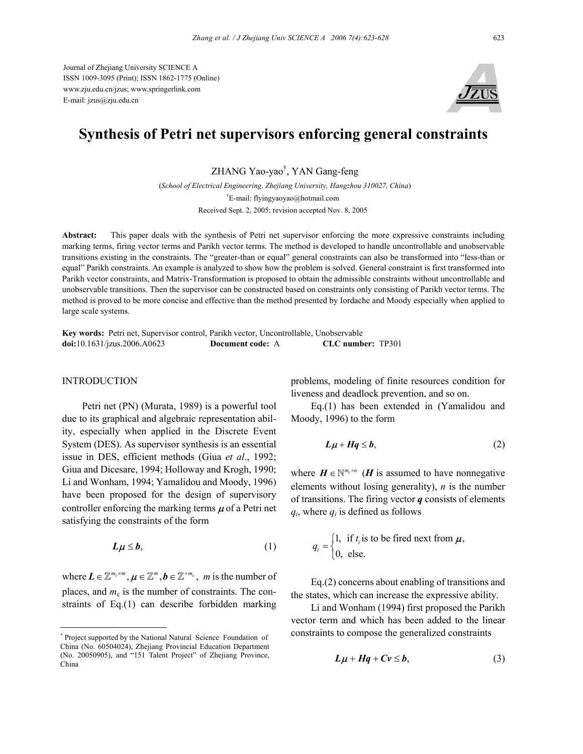Journal of Zhejiang University SCIENCE A
ISSN 1009-3095 (Print); ISSN 1862-1775 (Online)
www.zju.edu.cn/jzus; www.springerlink.com
E-mail: jzus@zju.edu.cn

# Synthesis of Petri net supervisors enforcing general constraints

ZHANG Yao-yao[†], YAN Gang-feng

(*School of Electrical Engineering, Zhejiang University, Hangzhou 310027, China*)

[†]E-mail: flyingyaoyao@hotmail.com

Received Sept. 2, 2005; revision accepted Nov. 8, 2005

**Abstract:** This paper deals with the synthesis of Petri net supervisor enforcing the more expressive constraints including marking terms, firing vector terms and Parikh vector terms. The method is developed to handle uncontrollable and unobservable transitions existing in the constraints. The "greater-than or equal" general constraints can also be transformed into "less-than or equal" Parikh constraints. An example is analyzed to show how the problem is solved. General constraint is first transformed into Parikh vector constraints, and Matrix-Transformation is proposed to obtain the admissible constraints without uncontrollable and unobservable transitions. Then the supervisor can be constructed based on constraints only consisting of Parikh vector terms. The method is proved to be more concise and effective than the method presented by Iordache and Moody especially when applied to large scale systems.

**Key words:** Petri net, Supervisor control, Parikh vector, Uncontrollable, Unobservable
**doi:**10.1631/jzus.2006.A0623 **Document code:** A **CLC number:** TP301

## INTRODUCTION

Petri net (PN) (Murata, 1989) is a powerful tool due to its graphical and algebraic representation ability, especially when applied in the Discrete Event System (DES). As supervisor synthesis is an essential issue in DES, efficient methods (Giua *et al*., 1992; Giua and Dicesare, 1994; Holloway and Krogh, 1990; Li and Wonham, 1994; Yamalidou and Moody, 1996) have been proposed for the design of supervisory controller enforcing the marking terms $\boldsymbol{\mu}$ of a Petri net satisfying the constraints of the form

$$\boldsymbol{L\mu} \le \boldsymbol{b}, \tag{1}$$

where $\boldsymbol{L} \in \mathbb{Z}^{m_c \times m}, \boldsymbol{\mu} \in \mathbb{Z}^{m}, \boldsymbol{b} \in \mathbb{Z}^{+m_c}$, $m$ is the number of places, and $m_c$ is the number of constraints. The constraints of Eq.(1) can describe forbidden marking problems, modeling of finite resources condition for liveness and deadlock prevention, and so on.

Eq.(1) has been extended in (Yamalidou and Moody, 1996) to the form

$$\boldsymbol{L\mu} + \boldsymbol{Hq} \le \boldsymbol{b}, \tag{2}$$

where $\boldsymbol{H} \in \mathbb{N}^{m_c \times n}$ ($\boldsymbol{H}$ is assumed to have nonnegative elements without losing generality), $n$ is the number of transitions. The firing vector $\boldsymbol{q}$ consists of elements $q_i$, where $q_i$ is defined as follows

$$q_i = \begin{cases} 1, & \text{if } t_i \text{ is to be fired next from } \boldsymbol{\mu}, \\ 0, & \text{else.} \end{cases}$$

Eq.(2) concerns about enabling of transitions and the states, which can increase the expressive ability.

Li and Wonham (1994) first proposed the Parikh vector term and which has been added to the linear constraints to compose the generalized constraints

$$\boldsymbol{L\mu} + \boldsymbol{Hq} + \boldsymbol{Cv} \le \boldsymbol{b}, \tag{3}$$

---

* Project supported by the National Natural Science Foundation of China (No. 60504024), Zhejiang Provincial Education Department (No. 20050905), and "151 Talent Project" of Zhejiang Province, China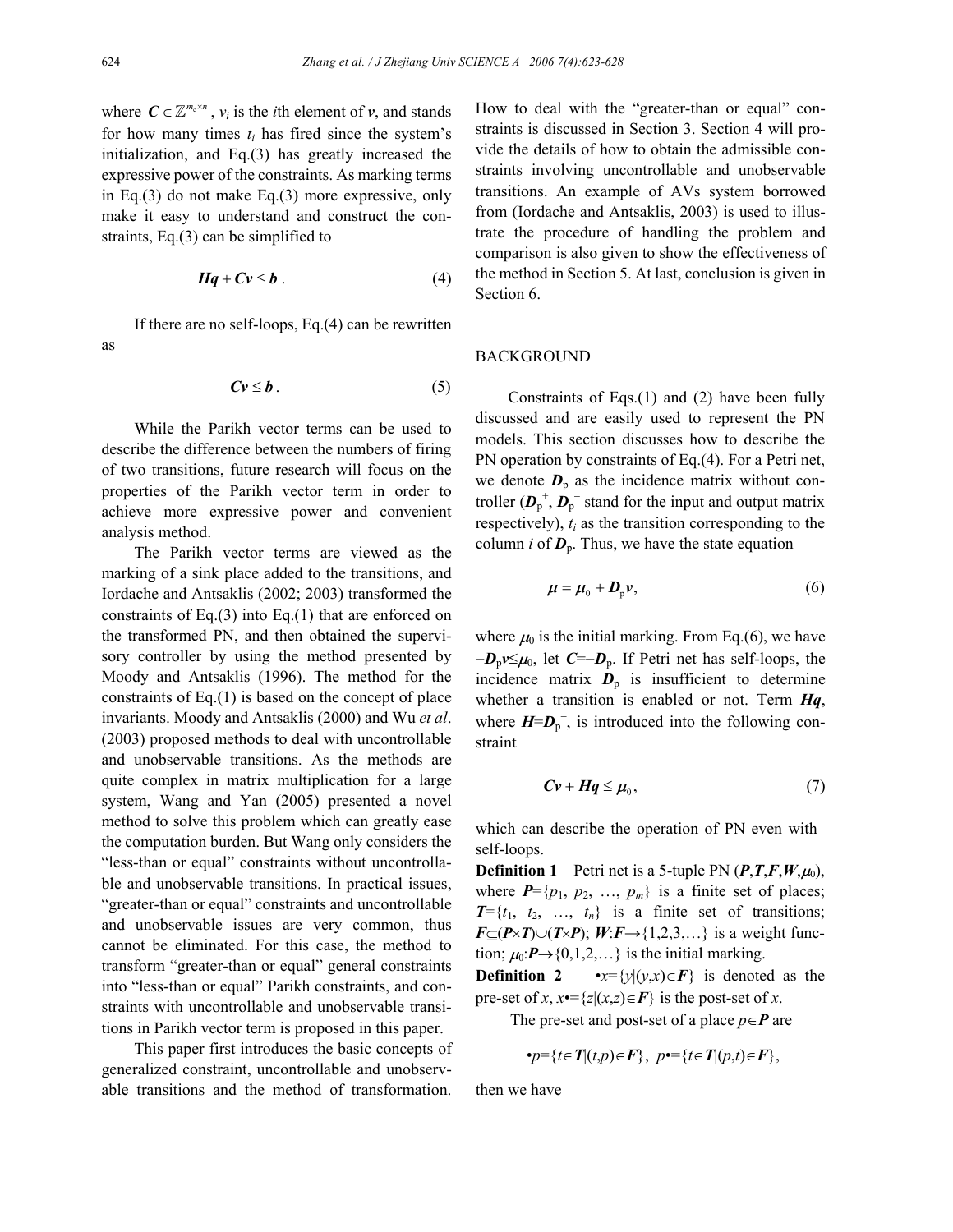where $\boldsymbol{C} \in \mathbb{Z}^{m_c \times n}$, $v_i$ is the $i$th element of $\boldsymbol{v}$, and stands for how many times $t_i$ has fired since the system's initialization, and Eq.(3) has greatly increased the expressive power of the constraints. As marking terms in Eq.(3) do not make Eq.(3) more expressive, only make it easy to understand and construct the constraints, Eq.(3) can be simplified to

$$\boldsymbol{Hq} + \boldsymbol{Cv} \le \boldsymbol{b}\ . \tag{4}$$

If there are no self-loops, Eq.(4) can be rewritten as

$$\boldsymbol{Cv} \le \boldsymbol{b}\ . \tag{5}$$

While the Parikh vector terms can be used to describe the difference between the numbers of firing of two transitions, future research will focus on the properties of the Parikh vector term in order to achieve more expressive power and convenient analysis method.

The Parikh vector terms are viewed as the marking of a sink place added to the transitions, and Iordache and Antsaklis (2002; 2003) transformed the constraints of Eq.(3) into Eq.(1) that are enforced on the transformed PN, and then obtained the supervisory controller by using the method presented by Moody and Antsaklis (1996). The method for the constraints of Eq.(1) is based on the concept of place invariants. Moody and Antsaklis (2000) and Wu *et al*. (2003) proposed methods to deal with uncontrollable and unobservable transitions. As the methods are quite complex in matrix multiplication for a large system, Wang and Yan (2005) presented a novel method to solve this problem which can greatly ease the computation burden. But Wang only considers the "less-than or equal" constraints without uncontrollable and unobservable transitions. In practical issues, "greater-than or equal" constraints and uncontrollable and unobservable issues are very common, thus cannot be eliminated. For this case, the method to transform "greater-than or equal" general constraints into "less-than or equal" Parikh constraints, and constraints with uncontrollable and unobservable transitions in Parikh vector term is proposed in this paper.

This paper first introduces the basic concepts of generalized constraint, uncontrollable and unobservable transitions and the method of transformation. How to deal with the "greater-than or equal" constraints is discussed in Section 3. Section 4 will provide the details of how to obtain the admissible constraints involving uncontrollable and unobservable transitions. An example of AVs system borrowed from (Iordache and Antsaklis, 2003) is used to illustrate the procedure of handling the problem and comparison is also given to show the effectiveness of the method in Section 5. At last, conclusion is given in Section 6.

## BACKGROUND

Constraints of Eqs.(1) and (2) have been fully discussed and are easily used to represent the PN models. This section discusses how to describe the PN operation by constraints of Eq.(4). For a Petri net, we denote $\boldsymbol{D}_\text{p}$ as the incidence matrix without controller ($\boldsymbol{D}_\text{p}^+$, $\boldsymbol{D}_\text{p}^-$ stand for the input and output matrix respectively), $t_i$ as the transition corresponding to the column $i$ of $\boldsymbol{D}_\text{p}$. Thus, we have the state equation

$$\boldsymbol{\mu} = \boldsymbol{\mu}_0 + \boldsymbol{D}_\text{p}\boldsymbol{v}, \tag{6}$$

where $\boldsymbol{\mu}_0$ is the initial marking. From Eq.(6), we have $-\boldsymbol{D}_\text{p}\boldsymbol{v} \le \boldsymbol{\mu}_0$, let $\boldsymbol{C}=-\boldsymbol{D}_\text{p}$. If Petri net has self-loops, the incidence matrix $\boldsymbol{D}_\text{p}$ is insufficient to determine whether a transition is enabled or not. Term $\boldsymbol{Hq}$, where $\boldsymbol{H}=\boldsymbol{D}_\text{p}^-$, is introduced into the following constraint

$$\boldsymbol{Cv} + \boldsymbol{Hq} \le \boldsymbol{\mu}_0, \tag{7}$$

which can describe the operation of PN even with self-loops.

**Definition 1** Petri net is a 5-tuple PN $(\boldsymbol{P},\boldsymbol{T},\boldsymbol{F},\boldsymbol{W},\boldsymbol{\mu}_0)$, where $\boldsymbol{P}=\{p_1, p_2, \ldots, p_m\}$ is a finite set of places; $\boldsymbol{T}=\{t_1, t_2, \ldots, t_n\}$ is a finite set of transitions; $\boldsymbol{F}\subseteq(\boldsymbol{P}\times\boldsymbol{T})\cup(\boldsymbol{T}\times\boldsymbol{P})$; $\boldsymbol{W}$:$\boldsymbol{F}\rightarrow\{1,2,3,\ldots\}$ is a weight function; $\boldsymbol{\mu}_0$:$\boldsymbol{P}\rightarrow\{0,1,2,\ldots\}$ is the initial marking.

**Definition 2** $\bullet x=\{y|(y,x)\in\boldsymbol{F}\}$ is denoted as the pre-set of $x$, $x\bullet=\{z|(x,z)\in\boldsymbol{F}\}$ is the post-set of $x$.

The pre-set and post-set of a place $p\in\boldsymbol{P}$ are

$$\bullet p=\{t\in\boldsymbol{T}|(t,p)\in\boldsymbol{F}\},\ p\bullet=\{t\in\boldsymbol{T}|(p,t)\in\boldsymbol{F}\},$$

then we have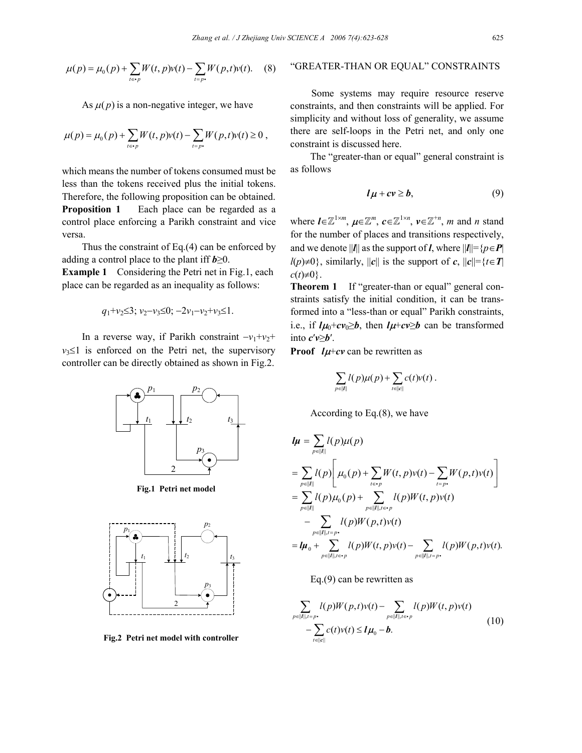$$\mu(p) = \mu_0(p) + \sum_{t \in \bullet p} W(t, p)v(t) - \sum_{t = p\bullet} W(p, t)v(t). \quad (8)$$

As $\mu(p)$ is a non-negative integer, we have

$$\mu(p) = \mu_0(p) + \sum_{t \in \bullet p} W(t, p)v(t) - \sum_{t = p\bullet} W(p, t)v(t) \geq 0 \,,$$

which means the number of tokens consumed must be less than the tokens received plus the initial tokens. Therefore, the following proposition can be obtained.

**Proposition 1** Each place can be regarded as a control place enforcing a Parikh constraint and vice versa.

Thus the constraint of Eq.(4) can be enforced by adding a control place to the plant iff $\boldsymbol{b} \geq 0$.

**Example 1** Considering the Petri net in Fig.1, each place can be regarded as an inequality as follows:

$$q_1 + v_2 \leq 3; \; v_2 - v_3 \leq 0; \; -2v_1 - v_2 + v_3 \leq 1.$$

In a reverse way, if Parikh constraint $-v_1 + v_2 + v_3 \leq 1$ is enforced on the Petri net, the supervisory controller can be directly obtained as shown in Fig.2.

**Fig.1 Petri net model**

**Fig.2 Petri net model with controller**

## "GREATER-THAN OR EQUAL" CONSTRAINTS

Some systems may require resource reserve constraints, and then constraints will be applied. For simplicity and without loss of generality, we assume there are self-loops in the Petri net, and only one constraint is discussed here.

The "greater-than or equal" general constraint is as follows

$$\boldsymbol{l\mu} + \boldsymbol{cv} \geq \boldsymbol{b}, \quad (9)$$

where $\boldsymbol{l} \in \mathbb{Z}^{1 \times m}$, $\boldsymbol{\mu} \in \mathbb{Z}^m$, $\boldsymbol{c} \in \mathbb{Z}^{1 \times n}$, $\boldsymbol{v} \in \mathbb{Z}^{+n}$, $m$ and $n$ stand for the number of places and transitions respectively, and we denote $||\boldsymbol{l}||$ as the support of $\boldsymbol{l}$, where $||\boldsymbol{l}|| = \{p \in \boldsymbol{P} | \, l(p) \neq 0\}$, similarly, $||\boldsymbol{c}||$ is the support of $\boldsymbol{c}$, $||\boldsymbol{c}|| = \{t \in \boldsymbol{T} | \, c(t) \neq 0\}$.

**Theorem 1** If "greater-than or equal" general constraints satisfy the initial condition, it can be transformed into a "less-than or equal" Parikh constraints, i.e., if $\boldsymbol{l\mu}_0 + \boldsymbol{cv}_0 \geq \boldsymbol{b}$, then $\boldsymbol{l\mu} + \boldsymbol{cv} \geq \boldsymbol{b}$ can be transformed into $\boldsymbol{c'v} \geq \boldsymbol{b'}$.

**Proof** $\boldsymbol{l\mu} + \boldsymbol{cv}$ can be rewritten as

$$\sum_{p \in ||\boldsymbol{l}||} l(p)\mu(p) + \sum_{t \in ||\boldsymbol{c}||} c(t)v(t) \,.$$

According to Eq.(8), we have

$$\begin{aligned}
\boldsymbol{l\mu} &= \sum_{p \in ||\boldsymbol{l}||} l(p)\mu(p) \\
&= \sum_{p \in ||\boldsymbol{l}||} l(p) \left[ \mu_0(p) + \sum_{t \in \bullet p} W(t, p)v(t) - \sum_{t = p\bullet} W(p, t)v(t) \right] \\
&= \sum_{p \in ||\boldsymbol{l}||} l(p)\mu_0(p) + \sum_{p \in ||\boldsymbol{l}||, t \in \bullet p} l(p)W(t, p)v(t) \\
&\quad - \sum_{p \in ||\boldsymbol{l}||, t = p\bullet} l(p)W(p, t)v(t) \\
&= \boldsymbol{l\mu}_0 + \sum_{p \in ||\boldsymbol{l}||, t \in \bullet p} l(p)W(t, p)v(t) - \sum_{p \in ||\boldsymbol{l}||, t = p\bullet} l(p)W(p, t)v(t).
\end{aligned}$$

Eq.(9) can be rewritten as

$$\begin{aligned}
&\sum_{p \in ||\boldsymbol{l}||, t = p\bullet} l(p)W(p, t)v(t) - \sum_{p \in ||\boldsymbol{l}||, t \in \bullet p} l(p)W(t, p)v(t) \\
&\quad - \sum_{t \in ||\boldsymbol{c}||} c(t)v(t) \leq \boldsymbol{l\mu}_0 - \boldsymbol{b}.
\end{aligned} \quad (10)$$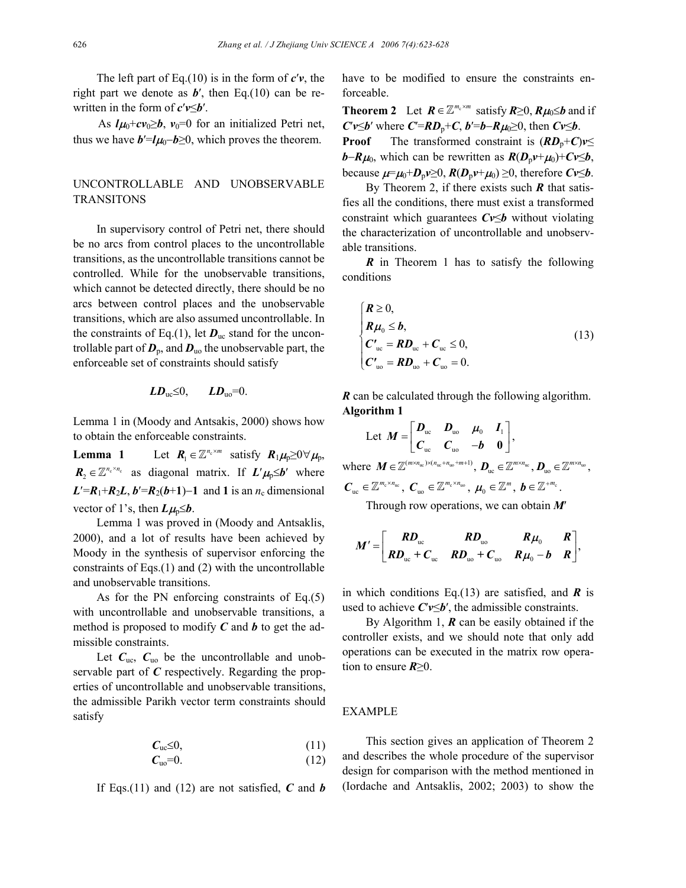The left part of Eq.(10) is in the form of $\boldsymbol{c}'\boldsymbol{v}$, the right part we denote as $\boldsymbol{b}'$, then Eq.(10) can be rewritten in the form of $\boldsymbol{c}'\boldsymbol{v} \leq \boldsymbol{b}'$.

As $\boldsymbol{l}\boldsymbol{\mu}_0 + \boldsymbol{c}\boldsymbol{v}_0 \geq \boldsymbol{b}$, $\boldsymbol{v}_0 = 0$ for an initialized Petri net, thus we have $\boldsymbol{b}' = \boldsymbol{l}\boldsymbol{\mu}_0 - \boldsymbol{b} \geq 0$, which proves the theorem.

## UNCONTROLLABLE AND UNOBSERVABLE TRANSITONS

In supervisory control of Petri net, there should be no arcs from control places to the uncontrollable transitions, as the uncontrollable transitions cannot be controlled. While for the unobservable transitions, which cannot be detected directly, there should be no arcs between control places and the unobservable transitions, which are also assumed uncontrollable. In the constraints of Eq.(1), let $\boldsymbol{D}_{\mathrm{uc}}$ stand for the uncontrollable part of $\boldsymbol{D}_{\mathrm{p}}$, and $\boldsymbol{D}_{\mathrm{uo}}$ the unobservable part, the enforceable set of constraints should satisfy

$$\boldsymbol{L}\boldsymbol{D}_{\mathrm{uc}} \leq 0, \qquad \boldsymbol{L}\boldsymbol{D}_{\mathrm{uo}} = 0.$$

Lemma 1 in (Moody and Antsakis, 2000) shows how to obtain the enforceable constraints.

**Lemma 1** Let $\boldsymbol{R}_1 \in \mathbb{Z}^{n_c \times m}$ satisfy $\boldsymbol{R}_1\boldsymbol{\mu}_{\mathrm{p}} \geq 0 \forall \boldsymbol{\mu}_{\mathrm{p}}$, $\boldsymbol{R}_2 \in \mathbb{Z}^{n_c \times n_c}$ as diagonal matrix. If $\boldsymbol{L}'\boldsymbol{\mu}_{\mathrm{p}} \leq \boldsymbol{b}'$ where $\boldsymbol{L}' = \boldsymbol{R}_1 + \boldsymbol{R}_2\boldsymbol{L}$, $\boldsymbol{b}' = \boldsymbol{R}_2(\boldsymbol{b}+\boldsymbol{1}) - \boldsymbol{1}$ and $\boldsymbol{1}$ is an $n_c$ dimensional vector of 1's, then $\boldsymbol{L}\boldsymbol{\mu}_{\mathrm{p}} \leq \boldsymbol{b}$.

Lemma 1 was proved in (Moody and Antsaklis, 2000), and a lot of results have been achieved by Moody in the synthesis of supervisor enforcing the constraints of Eqs.(1) and (2) with the uncontrollable and unobservable transitions.

As for the PN enforcing constraints of Eq.(5) with uncontrollable and unobservable transitions, a method is proposed to modify $\boldsymbol{C}$ and $\boldsymbol{b}$ to get the admissible constraints.

Let $\boldsymbol{C}_{\mathrm{uc}}$, $\boldsymbol{C}_{\mathrm{uo}}$ be the uncontrollable and unobservable part of $\boldsymbol{C}$ respectively. Regarding the properties of uncontrollable and unobservable transitions, the admissible Parikh vector term constraints should satisfy

$$\boldsymbol{C}_{\mathrm{uc}} \leq 0, \tag{11}$$

$$\boldsymbol{C}_{\mathrm{uo}} = 0. \tag{12}$$

If Eqs.(11) and (12) are not satisfied, $\boldsymbol{C}$ and $\boldsymbol{b}$ have to be modified to ensure the constraints enforceable.

**Theorem 2** Let $\boldsymbol{R} \in \mathbb{Z}^{m_c \times m}$ satisfy $\boldsymbol{R} \geq 0$, $\boldsymbol{R}\boldsymbol{\mu}_0 \leq \boldsymbol{b}$ and if $\boldsymbol{C}'\boldsymbol{v} \leq \boldsymbol{b}'$ where $\boldsymbol{C}' = \boldsymbol{R}\boldsymbol{D}_{\mathrm{p}} + \boldsymbol{C}$, $\boldsymbol{b}' = \boldsymbol{b} - \boldsymbol{R}\boldsymbol{\mu}_0 \geq 0$, then $\boldsymbol{C}\boldsymbol{v} \leq \boldsymbol{b}$.

**Proof** The transformed constraint is $(\boldsymbol{R}\boldsymbol{D}_{\mathrm{p}} + \boldsymbol{C})\boldsymbol{v} \leq \boldsymbol{b} - \boldsymbol{R}\boldsymbol{\mu}_0$, which can be rewritten as $\boldsymbol{R}(\boldsymbol{D}_{\mathrm{p}}\boldsymbol{v} + \boldsymbol{\mu}_0) + \boldsymbol{C}\boldsymbol{v} \leq \boldsymbol{b}$, because $\boldsymbol{\mu} = \boldsymbol{\mu}_0 + \boldsymbol{D}_{\mathrm{p}}\boldsymbol{v} \geq 0$, $\boldsymbol{R}(\boldsymbol{D}_{\mathrm{p}}\boldsymbol{v} + \boldsymbol{\mu}_0) \geq 0$, therefore $\boldsymbol{C}\boldsymbol{v} \leq \boldsymbol{b}$.

By Theorem 2, if there exists such $\boldsymbol{R}$ that satisfies all the conditions, there must exist a transformed constraint which guarantees $\boldsymbol{C}\boldsymbol{v} \leq \boldsymbol{b}$ without violating the characterization of uncontrollable and unobservable transitions.

$\boldsymbol{R}$ in Theorem 1 has to satisfy the following conditions

$$\begin{cases} \boldsymbol{R} \geq 0, \\ \boldsymbol{R}\boldsymbol{\mu}_0 \leq \boldsymbol{b}, \\ \boldsymbol{C}'_{\mathrm{uc}} = \boldsymbol{R}\boldsymbol{D}_{\mathrm{uc}} + \boldsymbol{C}_{\mathrm{uc}} \leq 0, \\ \boldsymbol{C}'_{\mathrm{uo}} = \boldsymbol{R}\boldsymbol{D}_{\mathrm{uo}} + \boldsymbol{C}_{\mathrm{uo}} = 0. \end{cases} \tag{13}$$

$\boldsymbol{R}$ can be calculated through the following algorithm.

**Algorithm 1**

Let $\boldsymbol{M} = \begin{bmatrix} \boldsymbol{D}_{\mathrm{uc}} & \boldsymbol{D}_{\mathrm{uo}} & \boldsymbol{\mu}_0 & \boldsymbol{I}_1 \\ \boldsymbol{C}_{\mathrm{uc}} & \boldsymbol{C}_{\mathrm{uo}} & -\boldsymbol{b} & \boldsymbol{0} \end{bmatrix}$,

where $\boldsymbol{M} \in \mathbb{Z}^{(m \times n_{\mathrm{uc}}) \times (n_{\mathrm{uc}} + n_{\mathrm{uo}} + m + 1)}$, $\boldsymbol{D}_{\mathrm{uc}} \in \mathbb{Z}^{m \times n_{\mathrm{uc}}}$, $\boldsymbol{D}_{\mathrm{uo}} \in \mathbb{Z}^{m \times n_{\mathrm{uo}}}$, $\boldsymbol{C}_{\mathrm{uc}} \in \mathbb{Z}^{m_c \times n_{\mathrm{uc}}}$, $\boldsymbol{C}_{\mathrm{uo}} \in \mathbb{Z}^{m_c \times n_{\mathrm{uo}}}$, $\mu_0 \in \mathbb{Z}^m$, $\boldsymbol{b} \in \mathbb{Z}^{+m_c}$.

Through row operations, we can obtain $\boldsymbol{M}'$

$$\boldsymbol{M}' = \begin{bmatrix} \boldsymbol{R}\boldsymbol{D}_{\mathrm{uc}} & \boldsymbol{R}\boldsymbol{D}_{\mathrm{uo}} & \boldsymbol{R}\boldsymbol{\mu}_0 & \boldsymbol{R} \\ \boldsymbol{R}\boldsymbol{D}_{\mathrm{uc}} + \boldsymbol{C}_{\mathrm{uc}} & \boldsymbol{R}\boldsymbol{D}_{\mathrm{uo}} + \boldsymbol{C}_{\mathrm{uo}} & \boldsymbol{R}\boldsymbol{\mu}_0 - \boldsymbol{b} & \boldsymbol{R} \end{bmatrix},$$

in which conditions Eq.(13) are satisfied, and $\boldsymbol{R}$ is used to achieve $\boldsymbol{C}'\boldsymbol{v} \leq \boldsymbol{b}'$, the admissible constraints.

By Algorithm 1, $\boldsymbol{R}$ can be easily obtained if the controller exists, and we should note that only add operations can be executed in the matrix row operation to ensure $\boldsymbol{R} \geq 0$.

## EXAMPLE

This section gives an application of Theorem 2 and describes the whole procedure of the supervisor design for comparison with the method mentioned in (Iordache and Antsaklis, 2002; 2003) to show the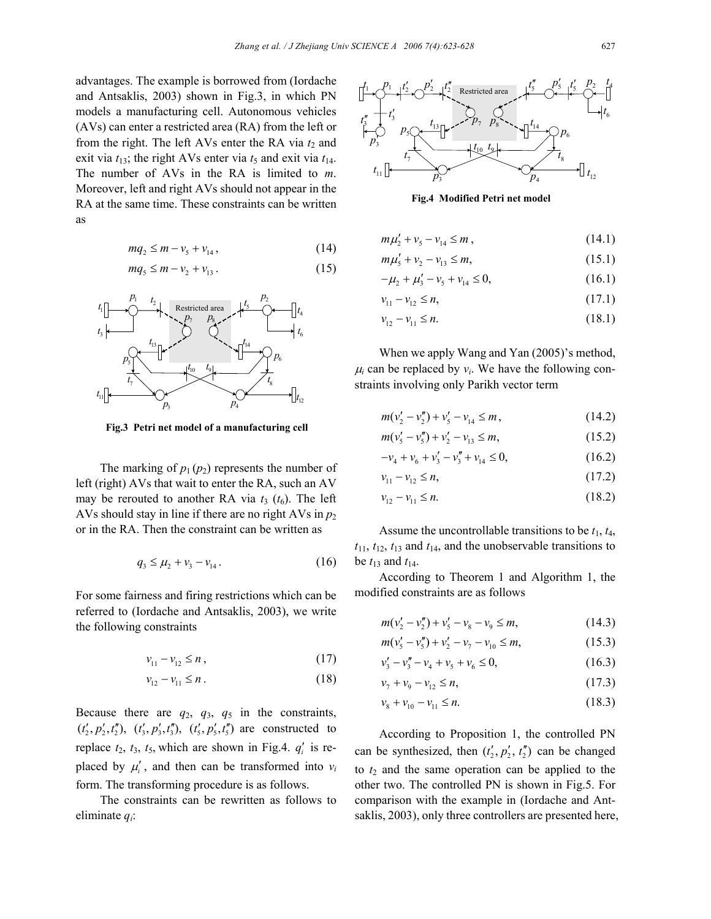advantages. The example is borrowed from (Iordache and Antsaklis, 2003) shown in Fig.3, in which PN models a manufacturing cell. Autonomous vehicles (AVs) can enter a restricted area (RA) from the left or from the right. The left AVs enter the RA via $t_2$ and exit via $t_{13}$; the right AVs enter via $t_5$ and exit via $t_{14}$. The number of AVs in the RA is limited to $m$. Moreover, left and right AVs should not appear in the RA at the same time. These constraints can be written as

$$mq_2 \le m - v_5 + v_{14}, \tag{14}$$

$$mq_5 \le m - v_2 + v_{13}. \tag{15}$$

**Fig.3 Petri net model of a manufacturing cell**

The marking of $p_1$ ($p_2$) represents the number of left (right) AVs that wait to enter the RA, such an AV may be rerouted to another RA via $t_3$ ($t_6$). The left AVs should stay in line if there are no right AVs in $p_2$ or in the RA. Then the constraint can be written as

$$q_3 \le \mu_2 + v_3 - v_{14}. \tag{16}$$

For some fairness and firing restrictions which can be referred to (Iordache and Antsaklis, 2003), we write the following constraints

$$v_{11} - v_{12} \le n, \tag{17}$$

$$v_{12} - v_{11} \le n. \tag{18}$$

Because there are $q_2$, $q_3$, $q_5$ in the constraints, $(t_2', p_2', t_2'')$, $(t_3', p_3', t_3'')$, $(t_5', p_5', t_5'')$ are constructed to replace $t_2$, $t_3$, $t_5$, which are shown in Fig.4. $q_i'$ is replaced by $\mu_i'$, and then can be transformed into $v_i$ form. The transforming procedure is as follows.

The constraints can be rewritten as follows to eliminate $q_i$:

**Fig.4 Modified Petri net model**

$$m\mu_2' + v_5 - v_{14} \le m, \tag{14.1}$$

$$m\mu_5' + v_2 - v_{13} \le m, \tag{15.1}$$

$$-\mu_2 + \mu_3' - v_5 + v_{14} \le 0, \tag{16.1}$$

$$v_{11} - v_{12} \le n, \tag{17.1}$$

$$v_{12} - v_{11} \le n. \tag{18.1}$$

When we apply Wang and Yan (2005)'s method, $\mu_i$ can be replaced by $v_i$. We have the following constraints involving only Parikh vector term

$$m(v_2' - v_2'') + v_5' - v_{14} \le m, \tag{14.2}$$

$$m(v_5' - v_5'') + v_2' - v_{13} \le m, \tag{15.2}$$

$$-v_4 + v_6 + v_3' - v_3'' + v_{14} \le 0, \tag{16.2}$$

$$v_{11} - v_{12} \le n, \tag{17.2}$$

$$v_{12} - v_{11} \le n. \tag{18.2}$$

Assume the uncontrollable transitions to be $t_1$, $t_4$, $t_{11}$, $t_{12}$, $t_{13}$ and $t_{14}$, and the unobservable transitions to be $t_{13}$ and $t_{14}$.

According to Theorem 1 and Algorithm 1, the modified constraints are as follows

$$m(v_2' - v_2'') + v_5' - v_8 - v_9 \le m, \tag{14.3}$$

$$m(v_5' - v_5'') + v_2' - v_7 - v_{10} \le m, \tag{15.3}$$

$$v_3' - v_3'' - v_4 + v_5 + v_6 \le 0, \tag{16.3}$$

$$v_7 + v_9 - v_{12} \le n, \tag{17.3}$$

$$v_8 + v_{10} - v_{11} \le n. \tag{18.3}$$

According to Proposition 1, the controlled PN can be synthesized, then $(t_2', p_2', t_2'')$ can be changed to $t_2$ and the same operation can be applied to the other two. The controlled PN is shown in Fig.5. For comparison with the example in (Iordache and Antsaklis, 2003), only three controllers are presented here,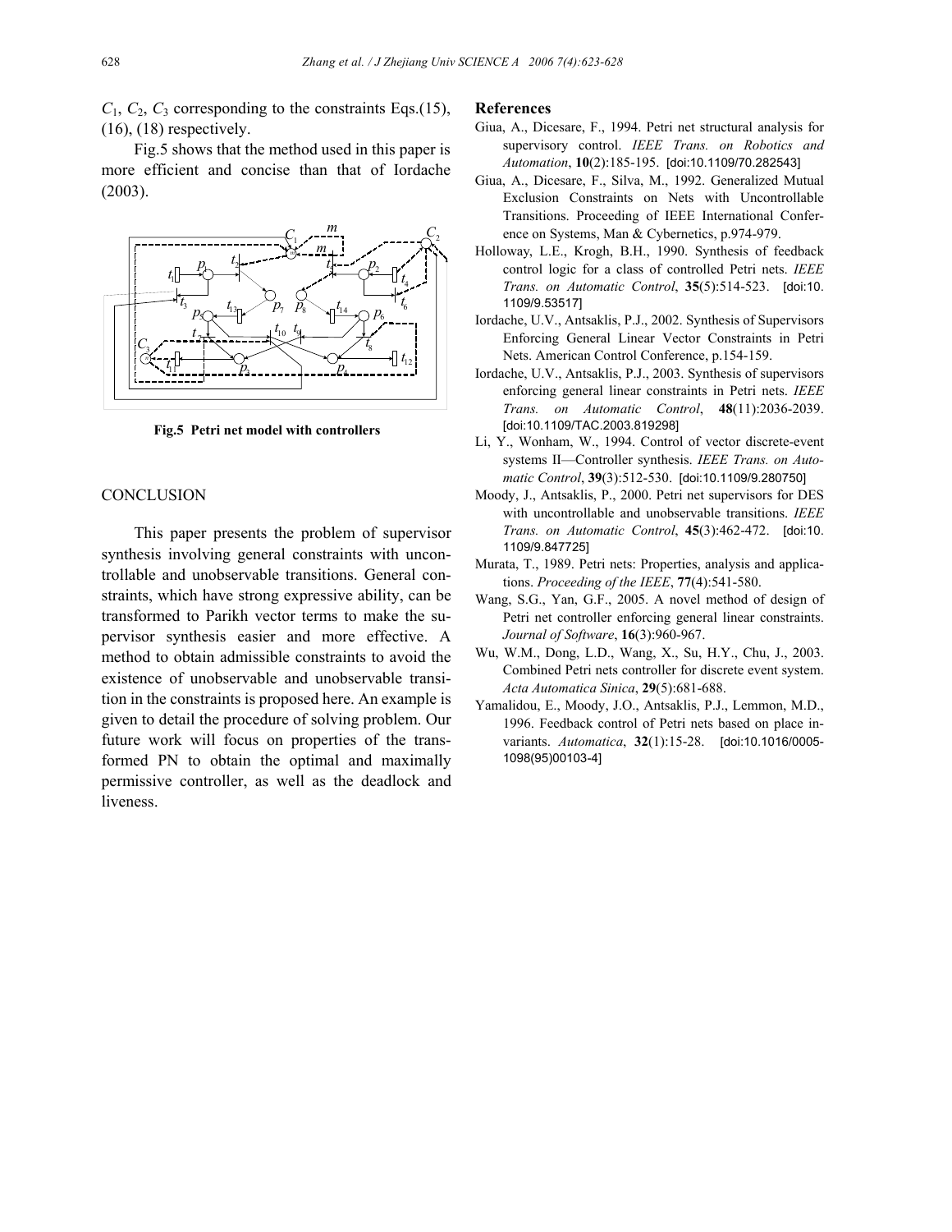$C_1$, $C_2$, $C_3$ corresponding to the constraints Eqs.(15), (16), (18) respectively.

Fig.5 shows that the method used in this paper is more efficient and concise than that of Iordache (2003).

m
$C_1$
$C_2$
m
$t_1$ $p_1$ $t_2$ $t_5$ $p_2$ $t_4$
$t_3$ $t_6$
$p_5$ $t_{13}$ $p_7$ $p_8$ $t_{14}$ $p_6$
$t_7$ $t_{10}$ $t_9$ $t_8$
$C_3$
$t_{11}$ $p_3$ $p_4$ $t_{12}$

**Fig.5 Petri net model with controllers**

## CONCLUSION

This paper presents the problem of supervisor synthesis involving general constraints with uncontrollable and unobservable transitions. General constraints, which have strong expressive ability, can be transformed to Parikh vector terms to make the supervisor synthesis easier and more effective. A method to obtain admissible constraints to avoid the existence of unobservable and unobservable transition in the constraints is proposed here. An example is given to detail the procedure of solving problem. Our future work will focus on properties of the transformed PN to obtain the optimal and maximally permissive controller, as well as the deadlock and liveness.

## References

Giua, A., Dicesare, F., 1994. Petri net structural analysis for supervisory control. *IEEE Trans. on Robotics and Automation*, **10**(2):185-195. [doi:10.1109/70.282543]

Giua, A., Dicesare, F., Silva, M., 1992. Generalized Mutual Exclusion Constraints on Nets with Uncontrollable Transitions. Proceeding of IEEE International Conference on Systems, Man & Cybernetics, p.974-979.

Holloway, L.E., Krogh, B.H., 1990. Synthesis of feedback control logic for a class of controlled Petri nets. *IEEE Trans. on Automatic Control*, **35**(5):514-523. [doi:10.1109/9.53517]

Iordache, U.V., Antsaklis, P.J., 2002. Synthesis of Supervisors Enforcing General Linear Vector Constraints in Petri Nets. American Control Conference, p.154-159.

Iordache, U.V., Antsaklis, P.J., 2003. Synthesis of supervisors enforcing general linear constraints in Petri nets. *IEEE Trans. on Automatic Control*, **48**(11):2036-2039. [doi:10.1109/TAC.2003.819298]

Li, Y., Wonham, W., 1994. Control of vector discrete-event systems II—Controller synthesis. *IEEE Trans. on Automatic Control*, **39**(3):512-530. [doi:10.1109/9.280750]

Moody, J., Antsaklis, P., 2000. Petri net supervisors for DES with uncontrollable and unobservable transitions. *IEEE Trans. on Automatic Control*, **45**(3):462-472. [doi:10.1109/9.847725]

Murata, T., 1989. Petri nets: Properties, analysis and applications. *Proceeding of the IEEE*, **77**(4):541-580.

Wang, S.G., Yan, G.F., 2005. A novel method of design of Petri net controller enforcing general linear constraints. *Journal of Software*, **16**(3):960-967.

Wu, W.M., Dong, L.D., Wang, X., Su, H.Y., Chu, J., 2003. Combined Petri nets controller for discrete event system. *Acta Automatica Sinica*, **29**(5):681-688.

Yamalidou, E., Moody, J.O., Antsaklis, P.J., Lemmon, M.D., 1996. Feedback control of Petri nets based on place invariants. *Automatica*, **32**(1):15-28. [doi:10.1016/0005-1098(95)00103-4]